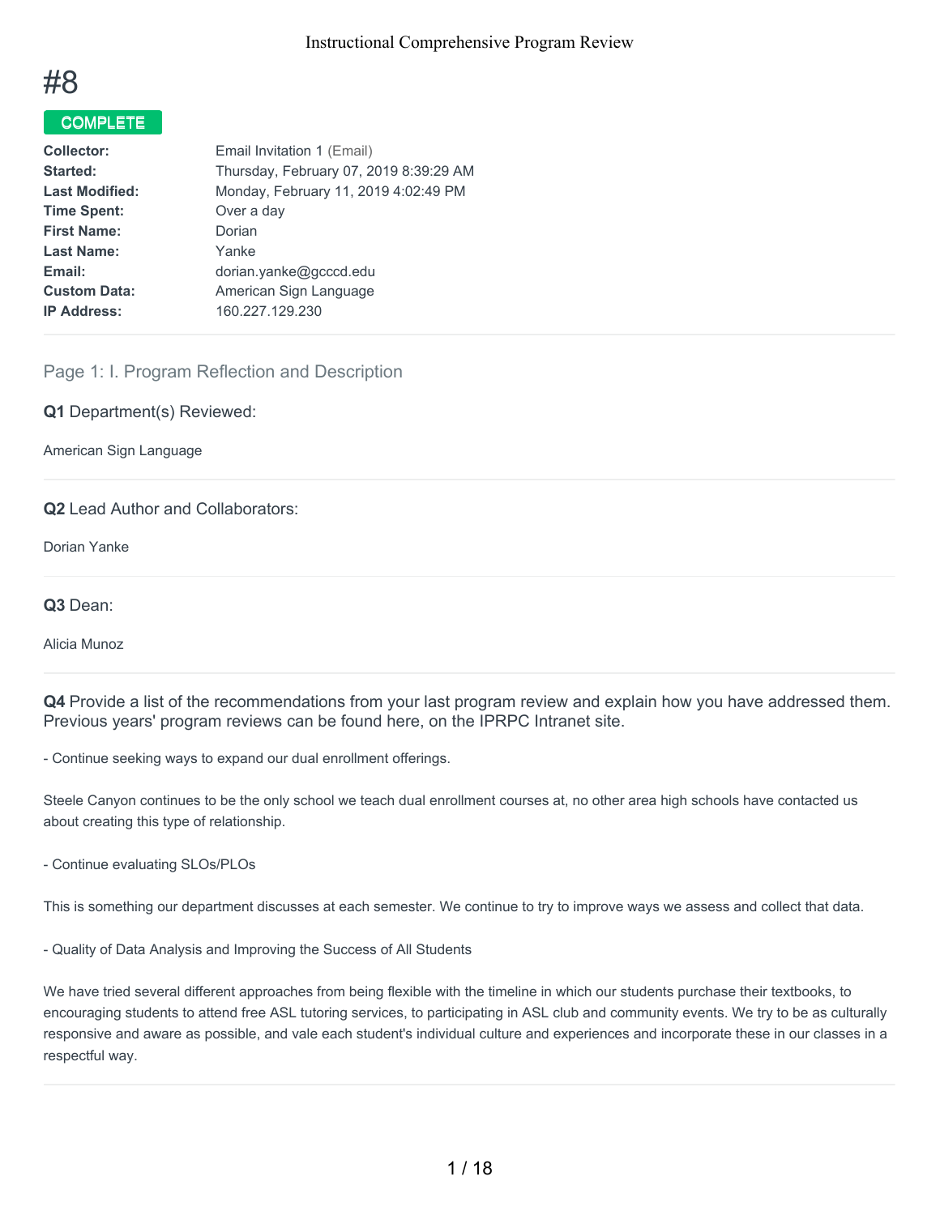# #8

**COMPLETE**

| | |
|---|---|
| **Collector:** | Email Invitation 1 (Email) |
| **Started:** | Thursday, February 07, 2019 8:39:29 AM |
| **Last Modified:** | Monday, February 11, 2019 4:02:49 PM |
| **Time Spent:** | Over a day |
| **First Name:** | Dorian |
| **Last Name:** | Yanke |
| **Email:** | dorian.yanke@gcccd.edu |
| **Custom Data:** | American Sign Language |
| **IP Address:** | 160.227.129.230 |

## Page 1: I. Program Reflection and Description

**Q1** Department(s) Reviewed:

American Sign Language

**Q2** Lead Author and Collaborators:

Dorian Yanke

**Q3** Dean:

Alicia Munoz

**Q4** Provide a list of the recommendations from your last program review and explain how you have addressed them. Previous years' program reviews can be found here, on the IPRPC Intranet site.

- Continue seeking ways to expand our dual enrollment offerings.

Steele Canyon continues to be the only school we teach dual enrollment courses at, no other area high schools have contacted us about creating this type of relationship.

- Continue evaluating SLOs/PLOs

This is something our department discusses at each semester. We continue to try to improve ways we assess and collect that data.

- Quality of Data Analysis and Improving the Success of All Students

We have tried several different approaches from being flexible with the timeline in which our students purchase their textbooks, to encouraging students to attend free ASL tutoring services, to participating in ASL club and community events. We try to be as culturally responsive and aware as possible, and vale each student's individual culture and experiences and incorporate these in our classes in a respectful way.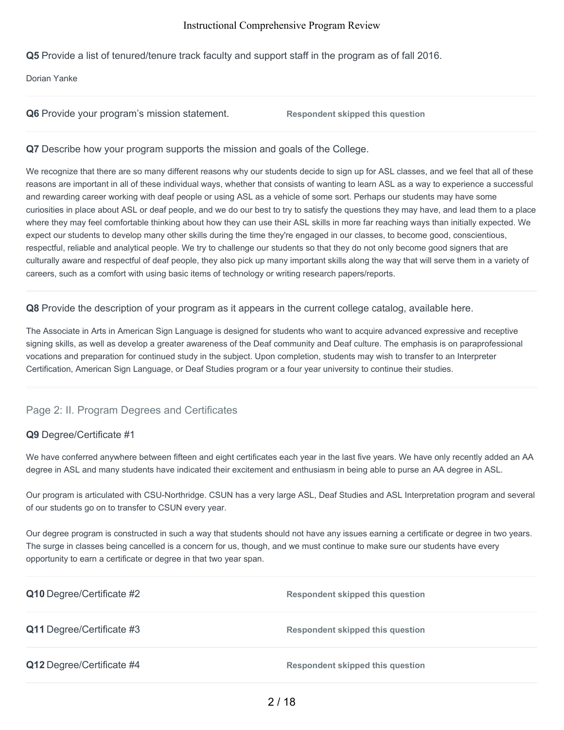**Q5** Provide a list of tenured/tenure track faculty and support staff in the program as of fall 2016.

Dorian Yanke

**Q6** Provide your program's mission statement. **Respondent skipped this question**

**Q7** Describe how your program supports the mission and goals of the College.

We recognize that there are so many different reasons why our students decide to sign up for ASL classes, and we feel that all of these reasons are important in all of these individual ways, whether that consists of wanting to learn ASL as a way to experience a successful and rewarding career working with deaf people or using ASL as a vehicle of some sort. Perhaps our students may have some curiosities in place about ASL or deaf people, and we do our best to try to satisfy the questions they may have, and lead them to a place where they may feel comfortable thinking about how they can use their ASL skills in more far reaching ways than initially expected. We expect our students to develop many other skills during the time they're engaged in our classes, to become good, conscientious, respectful, reliable and analytical people. We try to challenge our students so that they do not only become good signers that are culturally aware and respectful of deaf people, they also pick up many important skills along the way that will serve them in a variety of careers, such as a comfort with using basic items of technology or writing research papers/reports.

**Q8** Provide the description of your program as it appears in the current college catalog, available here.

The Associate in Arts in American Sign Language is designed for students who want to acquire advanced expressive and receptive signing skills, as well as develop a greater awareness of the Deaf community and Deaf culture. The emphasis is on paraprofessional vocations and preparation for continued study in the subject. Upon completion, students may wish to transfer to an Interpreter Certification, American Sign Language, or Deaf Studies program or a four year university to continue their studies.

## Page 2: II. Program Degrees and Certificates

**Q9** Degree/Certificate #1

We have conferred anywhere between fifteen and eight certificates each year in the last five years. We have only recently added an AA degree in ASL and many students have indicated their excitement and enthusiasm in being able to purse an AA degree in ASL.

Our program is articulated with CSU-Northridge. CSUN has a very large ASL, Deaf Studies and ASL Interpretation program and several of our students go on to transfer to CSUN every year.

Our degree program is constructed in such a way that students should not have any issues earning a certificate or degree in two years. The surge in classes being cancelled is a concern for us, though, and we must continue to make sure our students have every opportunity to earn a certificate or degree in that two year span.

**Q10** Degree/Certificate #2 **Respondent skipped this question**

**Q11** Degree/Certificate #3 **Respondent skipped this question**

**Q12** Degree/Certificate #4 **Respondent skipped this question**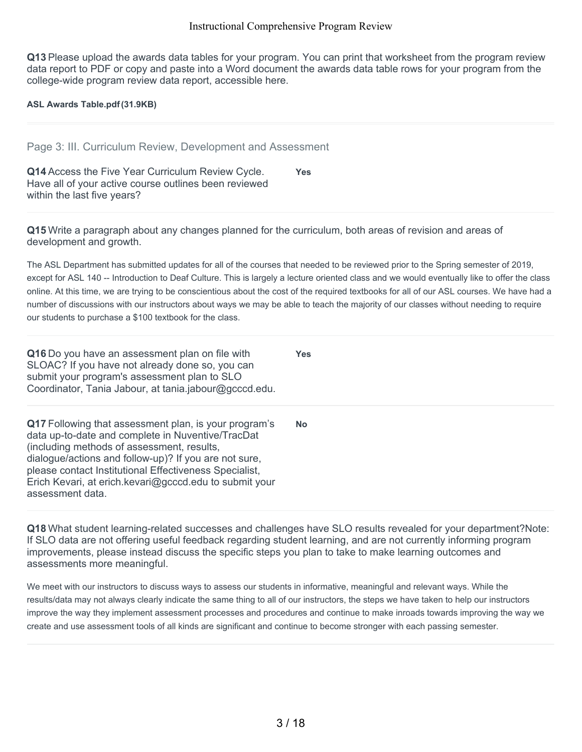**Q13** Please upload the awards data tables for your program. You can print that worksheet from the program review data report to PDF or copy and paste into a Word document the awards data table rows for your program from the college-wide program review data report, accessible here.

**ASL Awards Table.pdf (31.9KB)**

## Page 3: III. Curriculum Review, Development and Assessment

**Q14** Access the Five Year Curriculum Review Cycle. Have all of your active course outlines been reviewed within the last five years?

**Yes**

**Q15** Write a paragraph about any changes planned for the curriculum, both areas of revision and areas of development and growth.

The ASL Department has submitted updates for all of the courses that needed to be reviewed prior to the Spring semester of 2019, except for ASL 140 -- Introduction to Deaf Culture. This is largely a lecture oriented class and we would eventually like to offer the class online. At this time, we are trying to be conscientious about the cost of the required textbooks for all of our ASL courses. We have had a number of discussions with our instructors about ways we may be able to teach the majority of our classes without needing to require our students to purchase a $100 textbook for the class.

**Q16** Do you have an assessment plan on file with SLOAC? If you have not already done so, you can submit your program's assessment plan to SLO Coordinator, Tania Jabour, at tania.jabour@gcccd.edu.

**Yes**

**Q17** Following that assessment plan, is your program's data up-to-date and complete in Nuventive/TracDat (including methods of assessment, results, dialogue/actions and follow-up)? If you are not sure, please contact Institutional Effectiveness Specialist, Erich Kevari, at erich.kevari@gcccd.edu to submit your assessment data.

**No**

**Q18** What student learning-related successes and challenges have SLO results revealed for your department?Note: If SLO data are not offering useful feedback regarding student learning, and are not currently informing program improvements, please instead discuss the specific steps you plan to take to make learning outcomes and assessments more meaningful.

We meet with our instructors to discuss ways to assess our students in informative, meaningful and relevant ways. While the results/data may not always clearly indicate the same thing to all of our instructors, the steps we have taken to help our instructors improve the way they implement assessment processes and procedures and continue to make inroads towards improving the way we create and use assessment tools of all kinds are significant and continue to become stronger with each passing semester.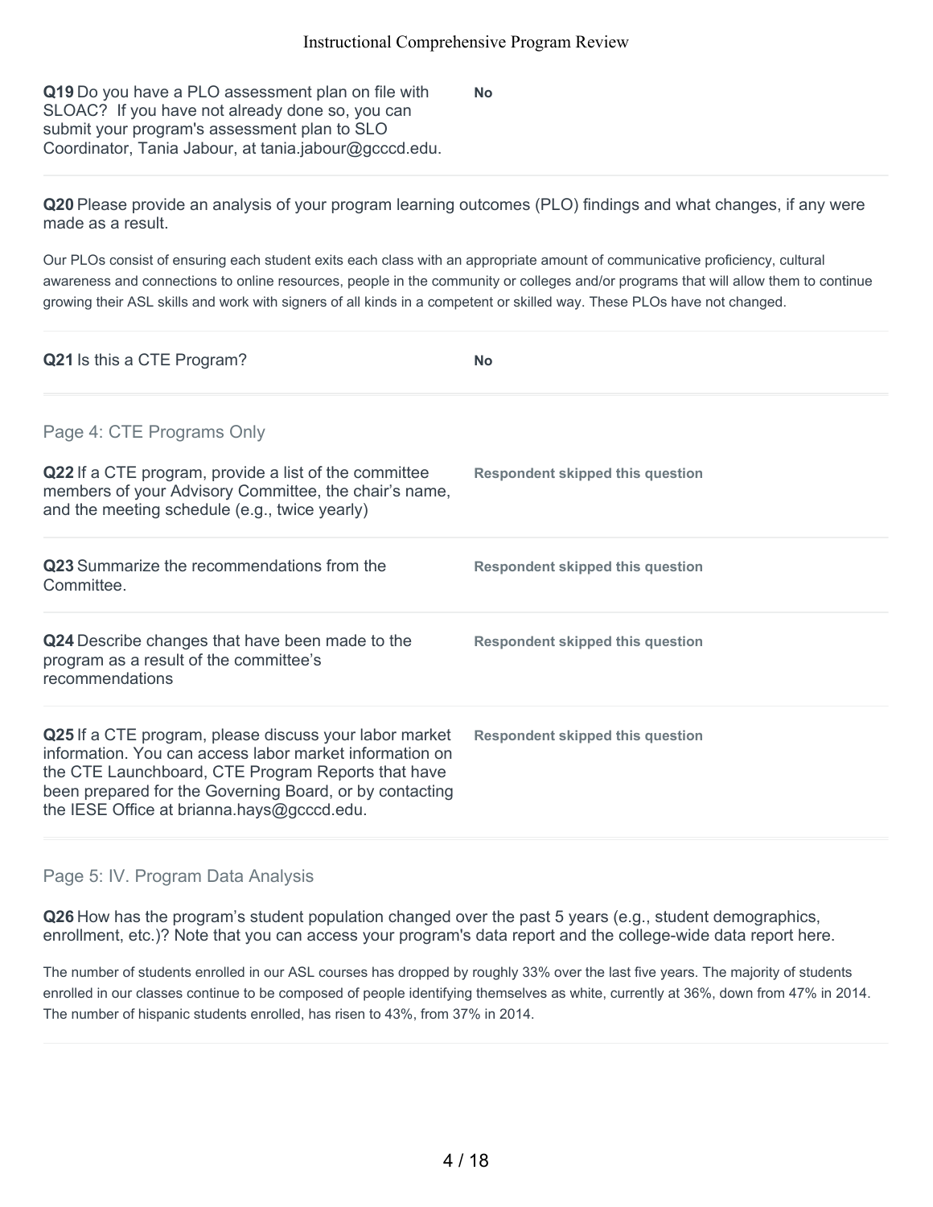**Q19** Do you have a PLO assessment plan on file with SLOAC? If you have not already done so, you can submit your program's assessment plan to SLO Coordinator, Tania Jabour, at tania.jabour@gcccd.edu.

**No**

**Q20** Please provide an analysis of your program learning outcomes (PLO) findings and what changes, if any were made as a result.

Our PLOs consist of ensuring each student exits each class with an appropriate amount of communicative proficiency, cultural awareness and connections to online resources, people in the community or colleges and/or programs that will allow them to continue growing their ASL skills and work with signers of all kinds in a competent or skilled way. These PLOs have not changed.

**Q21** Is this a CTE Program?

**No**

## Page 4: CTE Programs Only

**Q22** If a CTE program, provide a list of the committee members of your Advisory Committee, the chair's name, and the meeting schedule (e.g., twice yearly)

**Respondent skipped this question**

**Q23** Summarize the recommendations from the Committee.

**Respondent skipped this question**

**Q24** Describe changes that have been made to the program as a result of the committee's recommendations

**Respondent skipped this question**

**Q25** If a CTE program, please discuss your labor market information. You can access labor market information on the CTE Launchboard, CTE Program Reports that have been prepared for the Governing Board, or by contacting the IESE Office at brianna.hays@gcccd.edu.

**Respondent skipped this question**

## Page 5: IV. Program Data Analysis

**Q26** How has the program's student population changed over the past 5 years (e.g., student demographics, enrollment, etc.)? Note that you can access your program's data report and the college-wide data report here.

The number of students enrolled in our ASL courses has dropped by roughly 33% over the last five years. The majority of students enrolled in our classes continue to be composed of people identifying themselves as white, currently at 36%, down from 47% in 2014. The number of hispanic students enrolled, has risen to 43%, from 37% in 2014.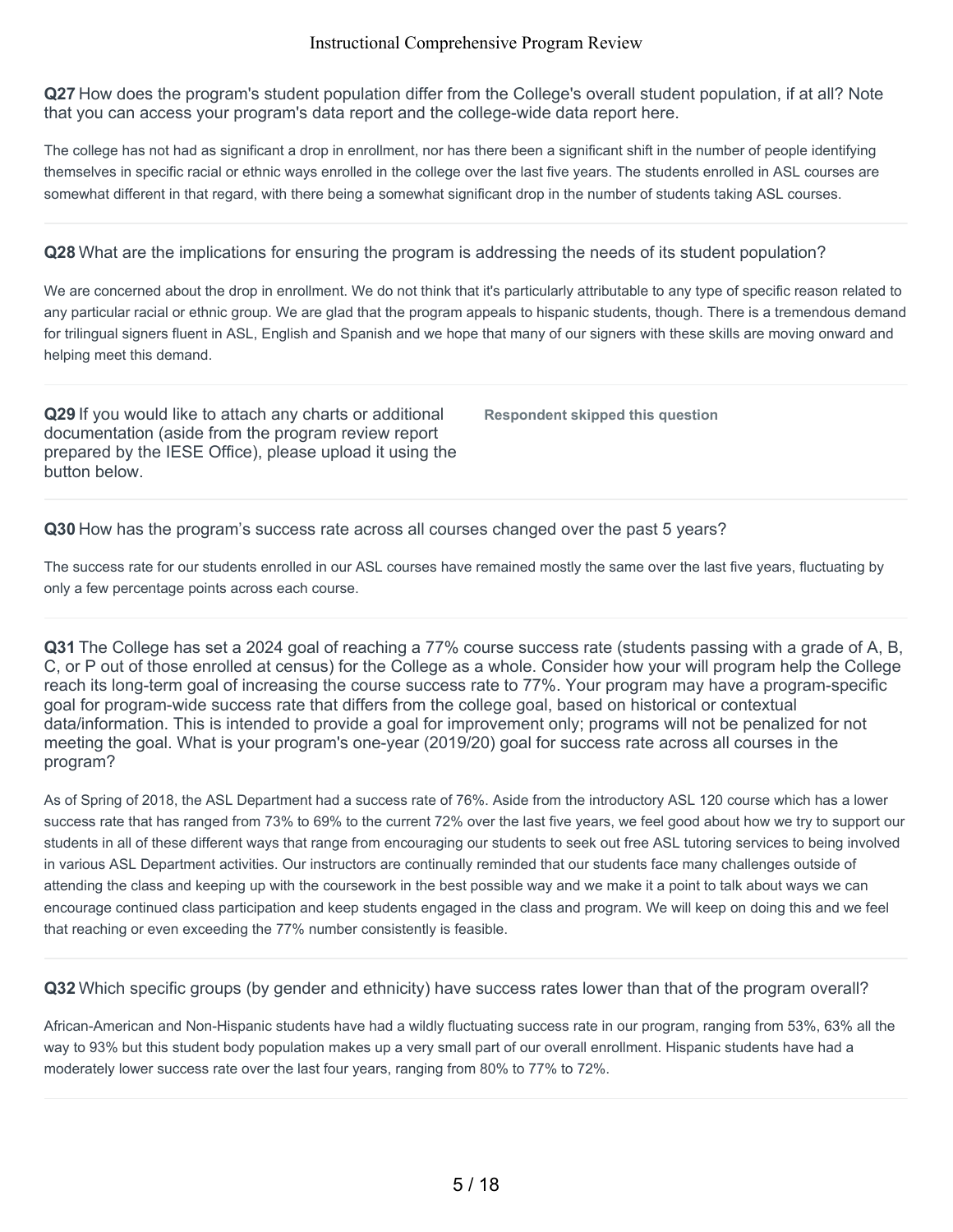**Q27** How does the program's student population differ from the College's overall student population, if at all? Note that you can access your program's data report and the college-wide data report here.

The college has not had as significant a drop in enrollment, nor has there been a significant shift in the number of people identifying themselves in specific racial or ethnic ways enrolled in the college over the last five years. The students enrolled in ASL courses are somewhat different in that regard, with there being a somewhat significant drop in the number of students taking ASL courses.

---

**Q28** What are the implications for ensuring the program is addressing the needs of its student population?

We are concerned about the drop in enrollment. We do not think that it's particularly attributable to any type of specific reason related to any particular racial or ethnic group. We are glad that the program appeals to hispanic students, though. There is a tremendous demand for trilingual signers fluent in ASL, English and Spanish and we hope that many of our signers with these skills are moving onward and helping meet this demand.

---

**Q29** If you would like to attach any charts or additional documentation (aside from the program review report prepared by the IESE Office), please upload it using the button below.

**Respondent skipped this question**

---

**Q30** How has the program's success rate across all courses changed over the past 5 years?

The success rate for our students enrolled in our ASL courses have remained mostly the same over the last five years, fluctuating by only a few percentage points across each course.

---

**Q31** The College has set a 2024 goal of reaching a 77% course success rate (students passing with a grade of A, B, C, or P out of those enrolled at census) for the College as a whole. Consider how your will program help the College reach its long-term goal of increasing the course success rate to 77%. Your program may have a program-specific goal for program-wide success rate that differs from the college goal, based on historical or contextual data/information. This is intended to provide a goal for improvement only; programs will not be penalized for not meeting the goal. What is your program's one-year (2019/20) goal for success rate across all courses in the program?

As of Spring of 2018, the ASL Department had a success rate of 76%. Aside from the introductory ASL 120 course which has a lower success rate that has ranged from 73% to 69% to the current 72% over the last five years, we feel good about how we try to support our students in all of these different ways that range from encouraging our students to seek out free ASL tutoring services to being involved in various ASL Department activities. Our instructors are continually reminded that our students face many challenges outside of attending the class and keeping up with the coursework in the best possible way and we make it a point to talk about ways we can encourage continued class participation and keep students engaged in the class and program. We will keep on doing this and we feel that reaching or even exceeding the 77% number consistently is feasible.

---

**Q32** Which specific groups (by gender and ethnicity) have success rates lower than that of the program overall?

African-American and Non-Hispanic students have had a wildly fluctuating success rate in our program, ranging from 53%, 63% all the way to 93% but this student body population makes up a very small part of our overall enrollment. Hispanic students have had a moderately lower success rate over the last four years, ranging from 80% to 77% to 72%.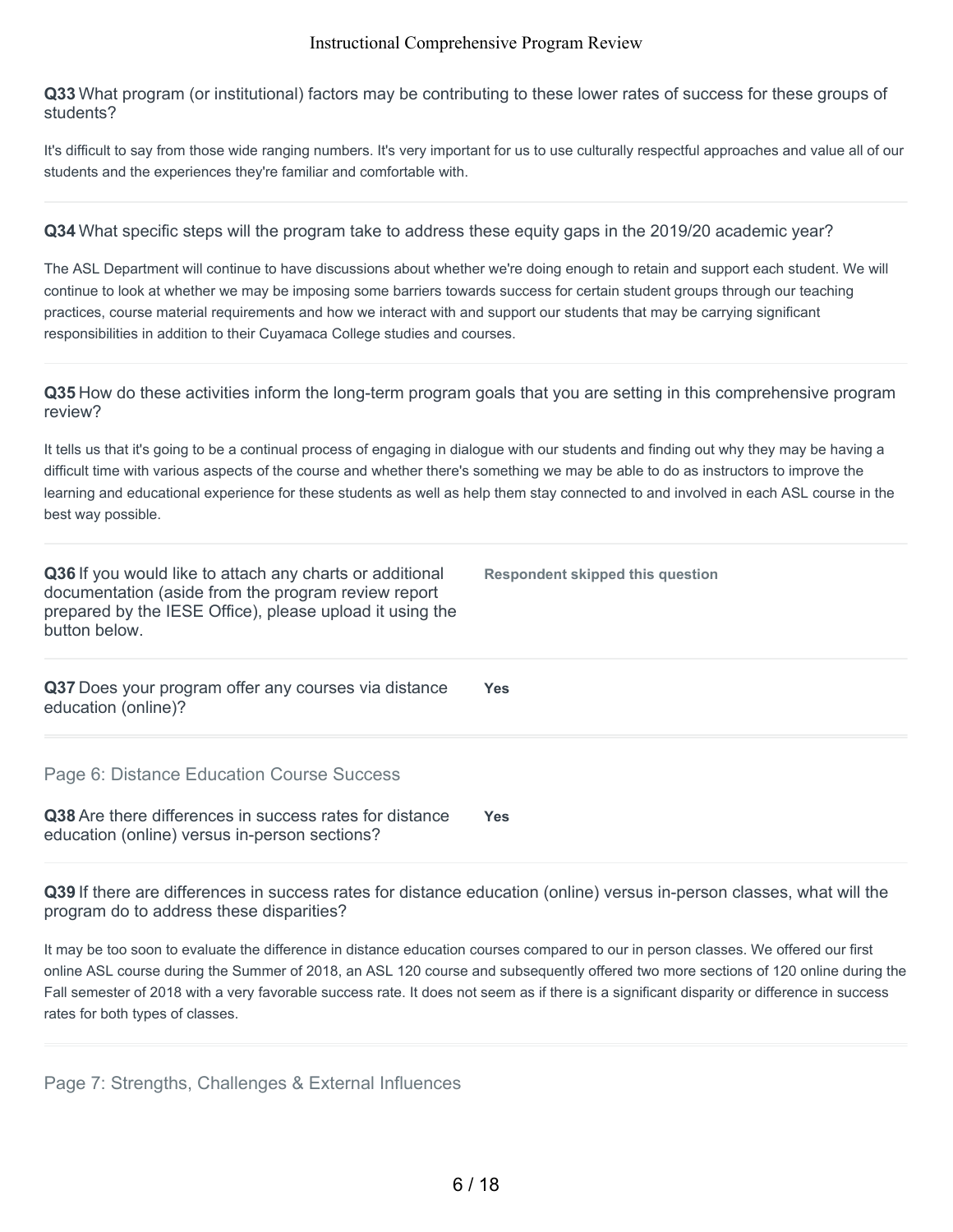**Q33** What program (or institutional) factors may be contributing to these lower rates of success for these groups of students?

It's difficult to say from those wide ranging numbers. It's very important for us to use culturally respectful approaches and value all of our students and the experiences they're familiar and comfortable with.

---

**Q34** What specific steps will the program take to address these equity gaps in the 2019/20 academic year?

The ASL Department will continue to have discussions about whether we're doing enough to retain and support each student. We will continue to look at whether we may be imposing some barriers towards success for certain student groups through our teaching practices, course material requirements and how we interact with and support our students that may be carrying significant responsibilities in addition to their Cuyamaca College studies and courses.

---

**Q35** How do these activities inform the long-term program goals that you are setting in this comprehensive program review?

It tells us that it's going to be a continual process of engaging in dialogue with our students and finding out why they may be having a difficult time with various aspects of the course and whether there's something we may be able to do as instructors to improve the learning and educational experience for these students as well as help them stay connected to and involved in each ASL course in the best way possible.

---

**Q36** If you would like to attach any charts or additional documentation (aside from the program review report prepared by the IESE Office), please upload it using the button below.

**Respondent skipped this question**

---

**Q37** Does your program offer any courses via distance education (online)?

**Yes**

---

## Page 6: Distance Education Course Success

**Q38** Are there differences in success rates for distance education (online) versus in-person sections?

**Yes**

---

**Q39** If there are differences in success rates for distance education (online) versus in-person classes, what will the program do to address these disparities?

It may be too soon to evaluate the difference in distance education courses compared to our in person classes. We offered our first online ASL course during the Summer of 2018, an ASL 120 course and subsequently offered two more sections of 120 online during the Fall semester of 2018 with a very favorable success rate. It does not seem as if there is a significant disparity or difference in success rates for both types of classes.

---

## Page 7: Strengths, Challenges & External Influences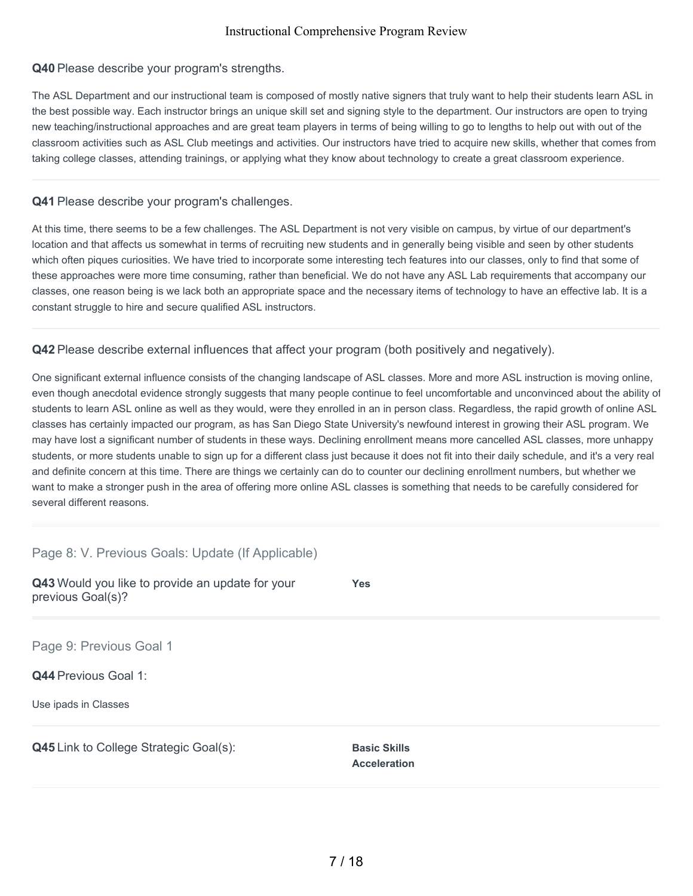**Q40** Please describe your program's strengths.

The ASL Department and our instructional team is composed of mostly native signers that truly want to help their students learn ASL in the best possible way. Each instructor brings an unique skill set and signing style to the department. Our instructors are open to trying new teaching/instructional approaches and are great team players in terms of being willing to go to lengths to help out with out of the classroom activities such as ASL Club meetings and activities. Our instructors have tried to acquire new skills, whether that comes from taking college classes, attending trainings, or applying what they know about technology to create a great classroom experience.

---

**Q41** Please describe your program's challenges.

At this time, there seems to be a few challenges. The ASL Department is not very visible on campus, by virtue of our department's location and that affects us somewhat in terms of recruiting new students and in generally being visible and seen by other students which often piques curiosities. We have tried to incorporate some interesting tech features into our classes, only to find that some of these approaches were more time consuming, rather than beneficial. We do not have any ASL Lab requirements that accompany our classes, one reason being is we lack both an appropriate space and the necessary items of technology to have an effective lab. It is a constant struggle to hire and secure qualified ASL instructors.

---

**Q42** Please describe external influences that affect your program (both positively and negatively).

One significant external influence consists of the changing landscape of ASL classes. More and more ASL instruction is moving online, even though anecdotal evidence strongly suggests that many people continue to feel uncomfortable and unconvinced about the ability of students to learn ASL online as well as they would, were they enrolled in an in person class. Regardless, the rapid growth of online ASL classes has certainly impacted our program, as has San Diego State University's newfound interest in growing their ASL program. We may have lost a significant number of students in these ways. Declining enrollment means more cancelled ASL classes, more unhappy students, or more students unable to sign up for a different class just because it does not fit into their daily schedule, and it's a very real and definite concern at this time. There are things we certainly can do to counter our declining enrollment numbers, but whether we want to make a stronger push in the area of offering more online ASL classes is something that needs to be carefully considered for several different reasons.

---

## Page 8: V. Previous Goals: Update (If Applicable)

**Q43** Would you like to provide an update for your previous Goal(s)?

**Yes**

---

## Page 9: Previous Goal 1

**Q44** Previous Goal 1:

Use ipads in Classes

---

**Q45** Link to College Strategic Goal(s):

**Basic Skills**
**Acceleration**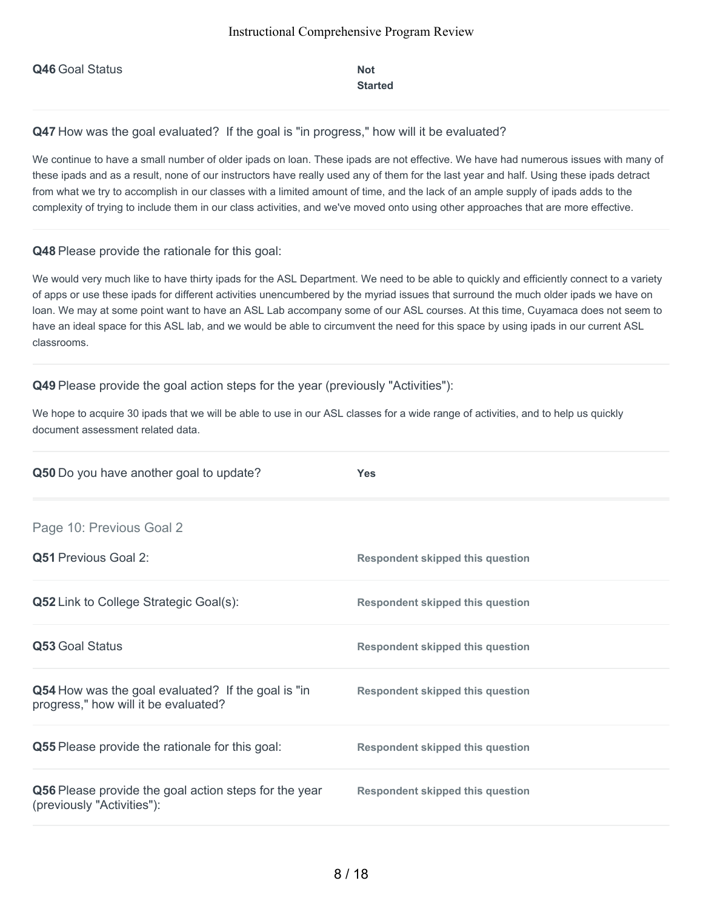**Q46** Goal Status

**Not Started**

**Q47** How was the goal evaluated? If the goal is "in progress," how will it be evaluated?

We continue to have a small number of older ipads on loan. These ipads are not effective. We have had numerous issues with many of these ipads and as a result, none of our instructors have really used any of them for the last year and half. Using these ipads detract from what we try to accomplish in our classes with a limited amount of time, and the lack of an ample supply of ipads adds to the complexity of trying to include them in our class activities, and we've moved onto using other approaches that are more effective.

**Q48** Please provide the rationale for this goal:

We would very much like to have thirty ipads for the ASL Department. We need to be able to quickly and efficiently connect to a variety of apps or use these ipads for different activities unencumbered by the myriad issues that surround the much older ipads we have on loan. We may at some point want to have an ASL Lab accompany some of our ASL courses. At this time, Cuyamaca does not seem to have an ideal space for this ASL lab, and we would be able to circumvent the need for this space by using ipads in our current ASL classrooms.

**Q49** Please provide the goal action steps for the year (previously "Activities"):

We hope to acquire 30 ipads that we will be able to use in our ASL classes for a wide range of activities, and to help us quickly document assessment related data.

**Q50** Do you have another goal to update?

**Yes**

## Page 10: Previous Goal 2

| Question | Response |
| --- | --- |
| **Q51** Previous Goal 2: | Respondent skipped this question |
| **Q52** Link to College Strategic Goal(s): | Respondent skipped this question |
| **Q53** Goal Status | Respondent skipped this question |
| **Q54** How was the goal evaluated? If the goal is "in progress," how will it be evaluated? | Respondent skipped this question |
| **Q55** Please provide the rationale for this goal: | Respondent skipped this question |
| **Q56** Please provide the goal action steps for the year (previously "Activities"): | Respondent skipped this question |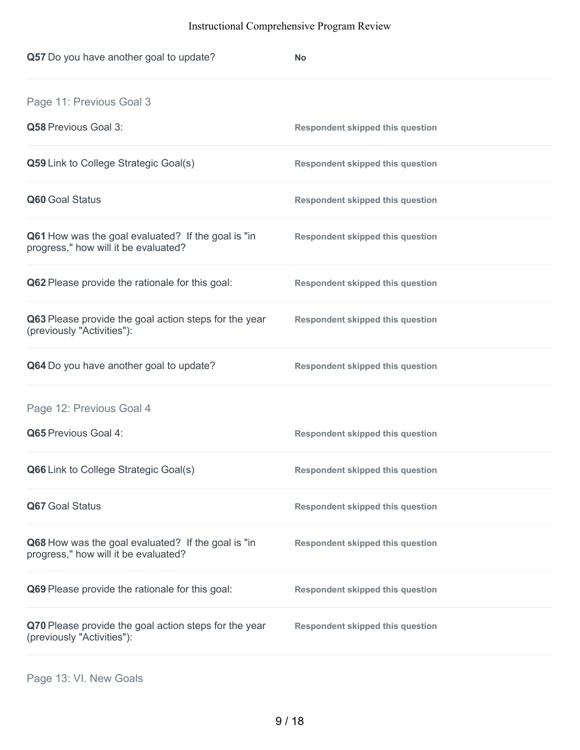| | |
|---|---|
| **Q57** Do you have another goal to update? | **No** |

## Page 11: Previous Goal 3

| | |
|---|---|
| **Q58** Previous Goal 3: | **Respondent skipped this question** |
| **Q59** Link to College Strategic Goal(s) | **Respondent skipped this question** |
| **Q60** Goal Status | **Respondent skipped this question** |
| **Q61** How was the goal evaluated? If the goal is "in progress," how will it be evaluated? | **Respondent skipped this question** |
| **Q62** Please provide the rationale for this goal: | **Respondent skipped this question** |
| **Q63** Please provide the goal action steps for the year (previously "Activities"): | **Respondent skipped this question** |
| **Q64** Do you have another goal to update? | **Respondent skipped this question** |

## Page 12: Previous Goal 4

| | |
|---|---|
| **Q65** Previous Goal 4: | **Respondent skipped this question** |
| **Q66** Link to College Strategic Goal(s) | **Respondent skipped this question** |
| **Q67** Goal Status | **Respondent skipped this question** |
| **Q68** How was the goal evaluated? If the goal is "in progress," how will it be evaluated? | **Respondent skipped this question** |
| **Q69** Please provide the rationale for this goal: | **Respondent skipped this question** |
| **Q70** Please provide the goal action steps for the year (previously "Activities"): | **Respondent skipped this question** |

## Page 13: VI. New Goals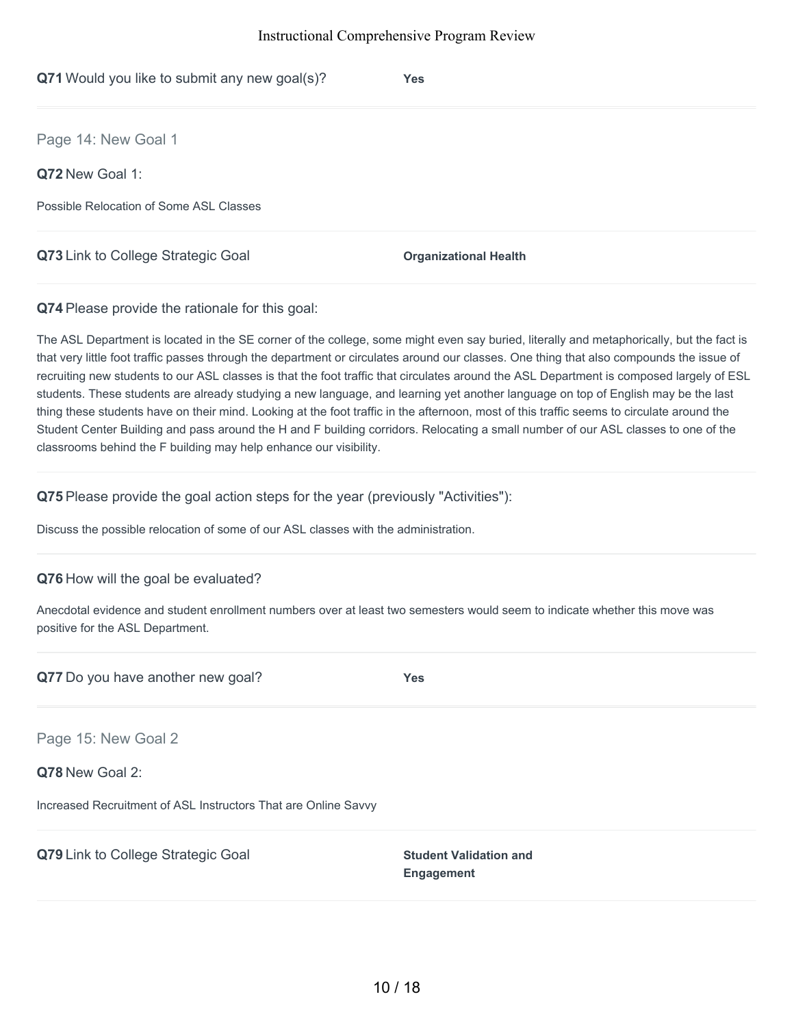**Q71** Would you like to submit any new goal(s)? **Yes**

## Page 14: New Goal 1

**Q72** New Goal 1:

Possible Relocation of Some ASL Classes

**Q73** Link to College Strategic Goal **Organizational Health**

**Q74** Please provide the rationale for this goal:

The ASL Department is located in the SE corner of the college, some might even say buried, literally and metaphorically, but the fact is that very little foot traffic passes through the department or circulates around our classes. One thing that also compounds the issue of recruiting new students to our ASL classes is that the foot traffic that circulates around the ASL Department is composed largely of ESL students. These students are already studying a new language, and learning yet another language on top of English may be the last thing these students have on their mind. Looking at the foot traffic in the afternoon, most of this traffic seems to circulate around the Student Center Building and pass around the H and F building corridors. Relocating a small number of our ASL classes to one of the classrooms behind the F building may help enhance our visibility.

**Q75** Please provide the goal action steps for the year (previously "Activities"):

Discuss the possible relocation of some of our ASL classes with the administration.

**Q76** How will the goal be evaluated?

Anecdotal evidence and student enrollment numbers over at least two semesters would seem to indicate whether this move was positive for the ASL Department.

**Q77** Do you have another new goal? **Yes**

## Page 15: New Goal 2

**Q78** New Goal 2:

Increased Recruitment of ASL Instructors That are Online Savvy

**Q79** Link to College Strategic Goal **Student Validation and Engagement**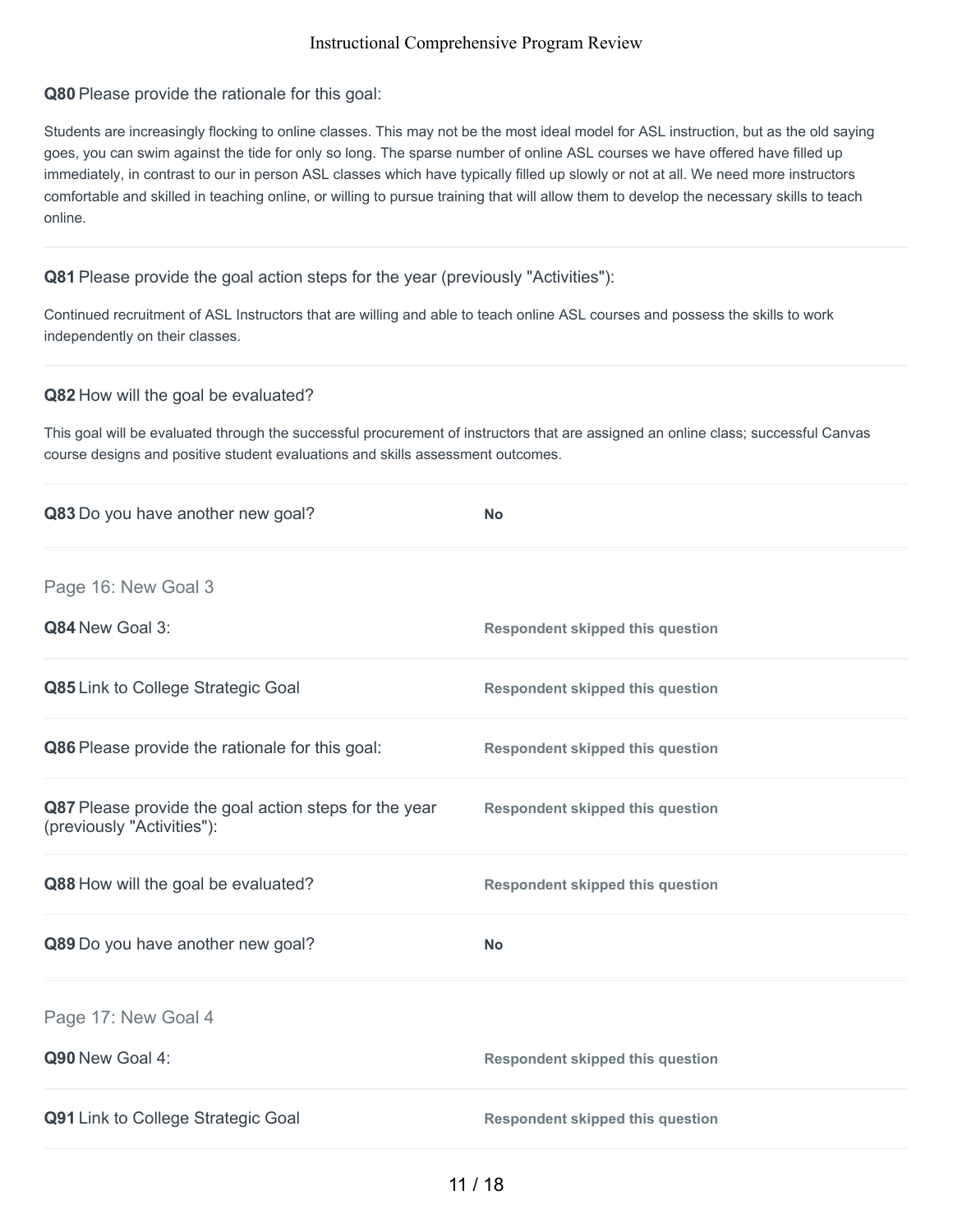**Q80** Please provide the rationale for this goal:

Students are increasingly flocking to online classes. This may not be the most ideal model for ASL instruction, but as the old saying goes, you can swim against the tide for only so long. The sparse number of online ASL courses we have offered have filled up immediately, in contrast to our in person ASL classes which have typically filled up slowly or not at all. We need more instructors comfortable and skilled in teaching online, or willing to pursue training that will allow them to develop the necessary skills to teach online.

**Q81** Please provide the goal action steps for the year (previously "Activities"):

Continued recruitment of ASL Instructors that are willing and able to teach online ASL courses and possess the skills to work independently on their classes.

**Q82** How will the goal be evaluated?

This goal will be evaluated through the successful procurement of instructors that are assigned an online class; successful Canvas course designs and positive student evaluations and skills assessment outcomes.

**Q83** Do you have another new goal? **No**

## Page 16: New Goal 3

**Q84** New Goal 3: Respondent skipped this question

**Q85** Link to College Strategic Goal: Respondent skipped this question

**Q86** Please provide the rationale for this goal: Respondent skipped this question

**Q87** Please provide the goal action steps for the year (previously "Activities"): Respondent skipped this question

**Q88** How will the goal be evaluated? Respondent skipped this question

**Q89** Do you have another new goal? **No**

## Page 17: New Goal 4

**Q90** New Goal 4: Respondent skipped this question

**Q91** Link to College Strategic Goal: Respondent skipped this question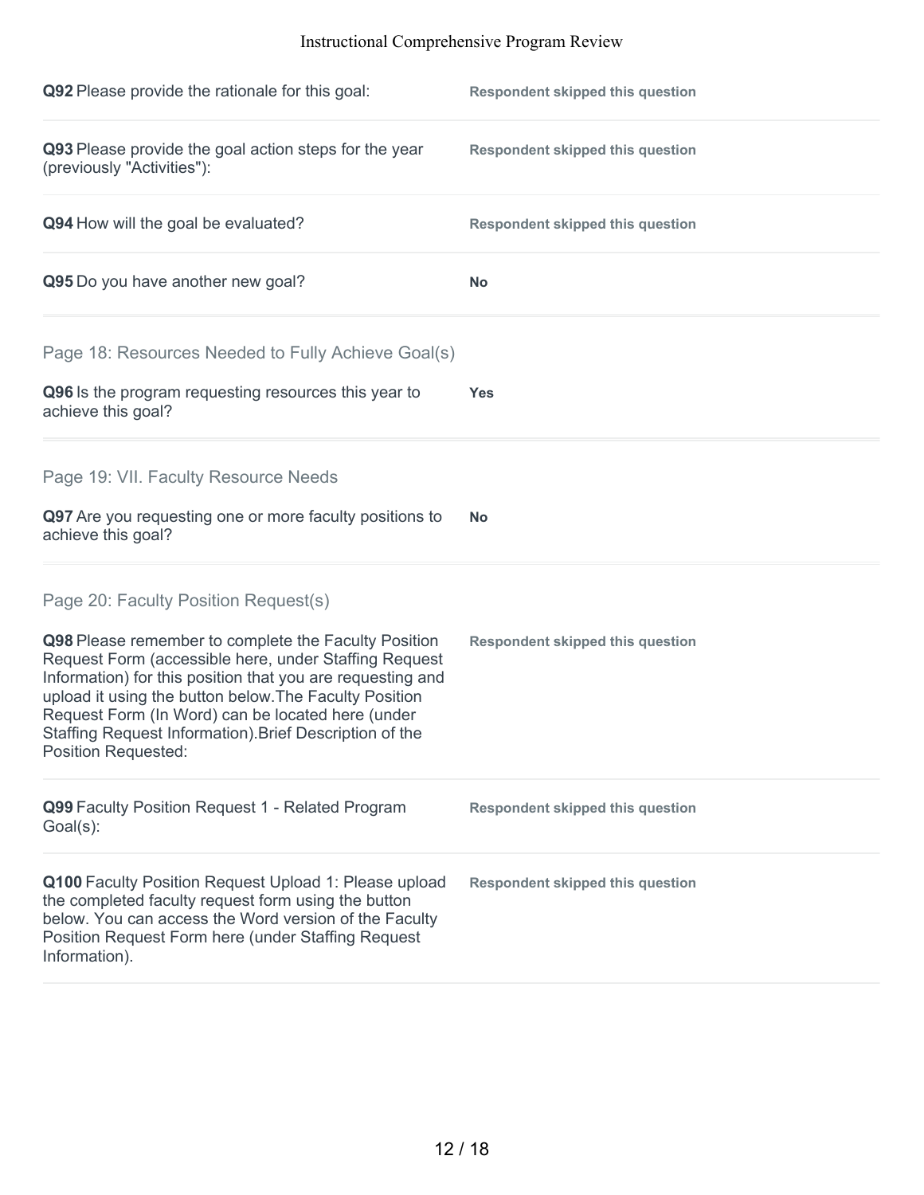**Q92** Please provide the rationale for this goal: **Respondent skipped this question**

**Q93** Please provide the goal action steps for the year (previously "Activities"): **Respondent skipped this question**

**Q94** How will the goal be evaluated? **Respondent skipped this question**

**Q95** Do you have another new goal? **No**

## Page 18: Resources Needed to Fully Achieve Goal(s)

**Q96** Is the program requesting resources this year to achieve this goal? **Yes**

## Page 19: VII. Faculty Resource Needs

**Q97** Are you requesting one or more faculty positions to achieve this goal? **No**

## Page 20: Faculty Position Request(s)

**Q98** Please remember to complete the Faculty Position Request Form (accessible here, under Staffing Request Information) for this position that you are requesting and upload it using the button below.The Faculty Position Request Form (In Word) can be located here (under Staffing Request Information).Brief Description of the Position Requested: **Respondent skipped this question**

**Q99** Faculty Position Request 1 - Related Program Goal(s): **Respondent skipped this question**

**Q100** Faculty Position Request Upload 1: Please upload the completed faculty request form using the button below. You can access the Word version of the Faculty Position Request Form here (under Staffing Request Information). **Respondent skipped this question**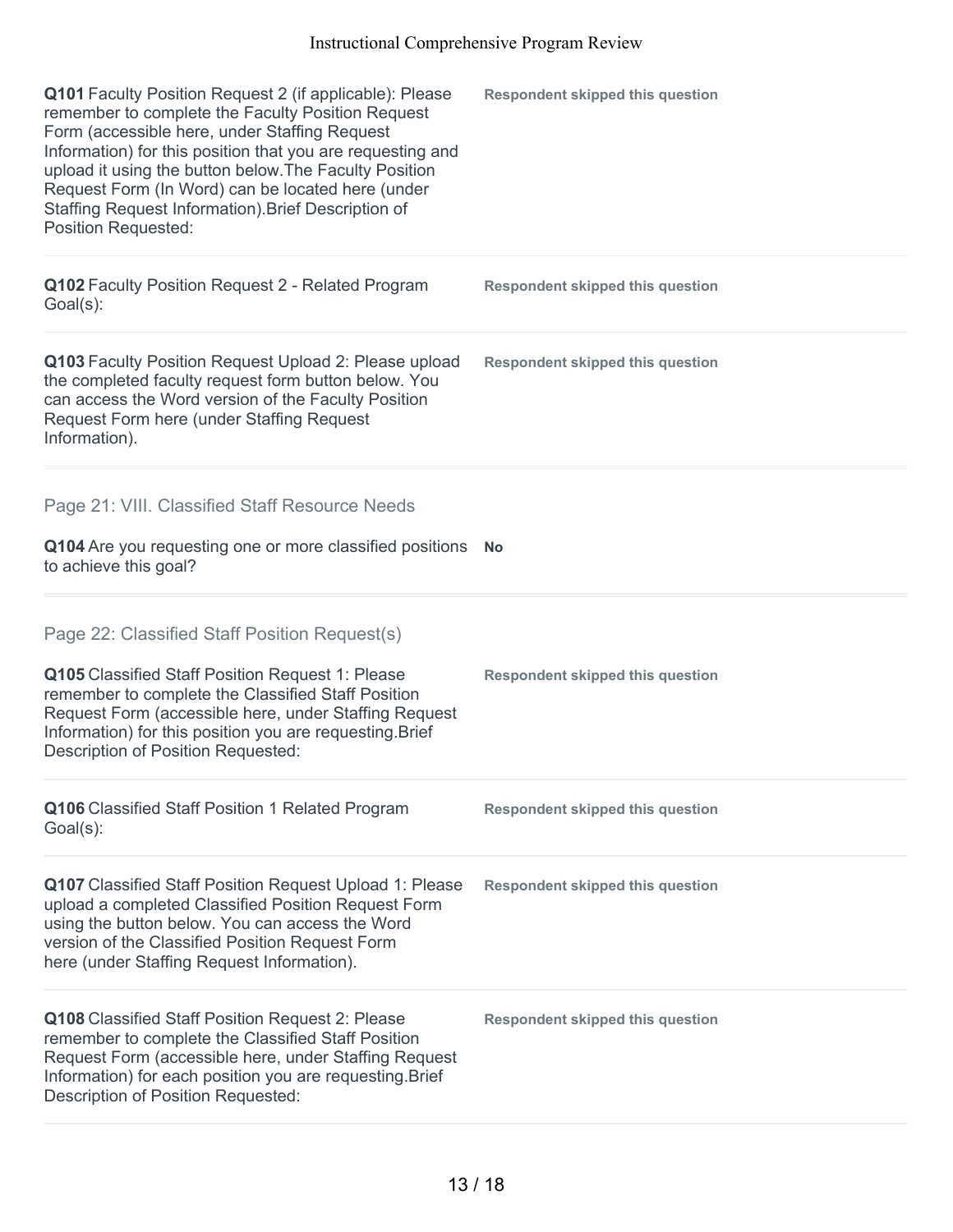**Q101** Faculty Position Request 2 (if applicable): Please remember to complete the Faculty Position Request Form (accessible here, under Staffing Request Information) for this position that you are requesting and upload it using the button below.The Faculty Position Request Form (In Word) can be located here (under Staffing Request Information).Brief Description of Position Requested:

**Respondent skipped this question**

**Q102** Faculty Position Request 2 - Related Program Goal(s):

**Respondent skipped this question**

**Q103** Faculty Position Request Upload 2: Please upload the completed faculty request form button below. You can access the Word version of the Faculty Position Request Form here (under Staffing Request Information).

**Respondent skipped this question**

## Page 21: VIII. Classified Staff Resource Needs

**Q104** Are you requesting one or more classified positions to achieve this goal?

**No**

## Page 22: Classified Staff Position Request(s)

**Q105** Classified Staff Position Request 1: Please remember to complete the Classified Staff Position Request Form (accessible here, under Staffing Request Information) for this position you are requesting.Brief Description of Position Requested:

**Respondent skipped this question**

**Q106** Classified Staff Position 1 Related Program Goal(s):

**Respondent skipped this question**

**Q107** Classified Staff Position Request Upload 1: Please upload a completed Classified Position Request Form using the button below. You can access the Word version of the Classified Position Request Form here (under Staffing Request Information).

**Respondent skipped this question**

**Q108** Classified Staff Position Request 2: Please remember to complete the Classified Staff Position Request Form (accessible here, under Staffing Request Information) for each position you are requesting.Brief Description of Position Requested:

**Respondent skipped this question**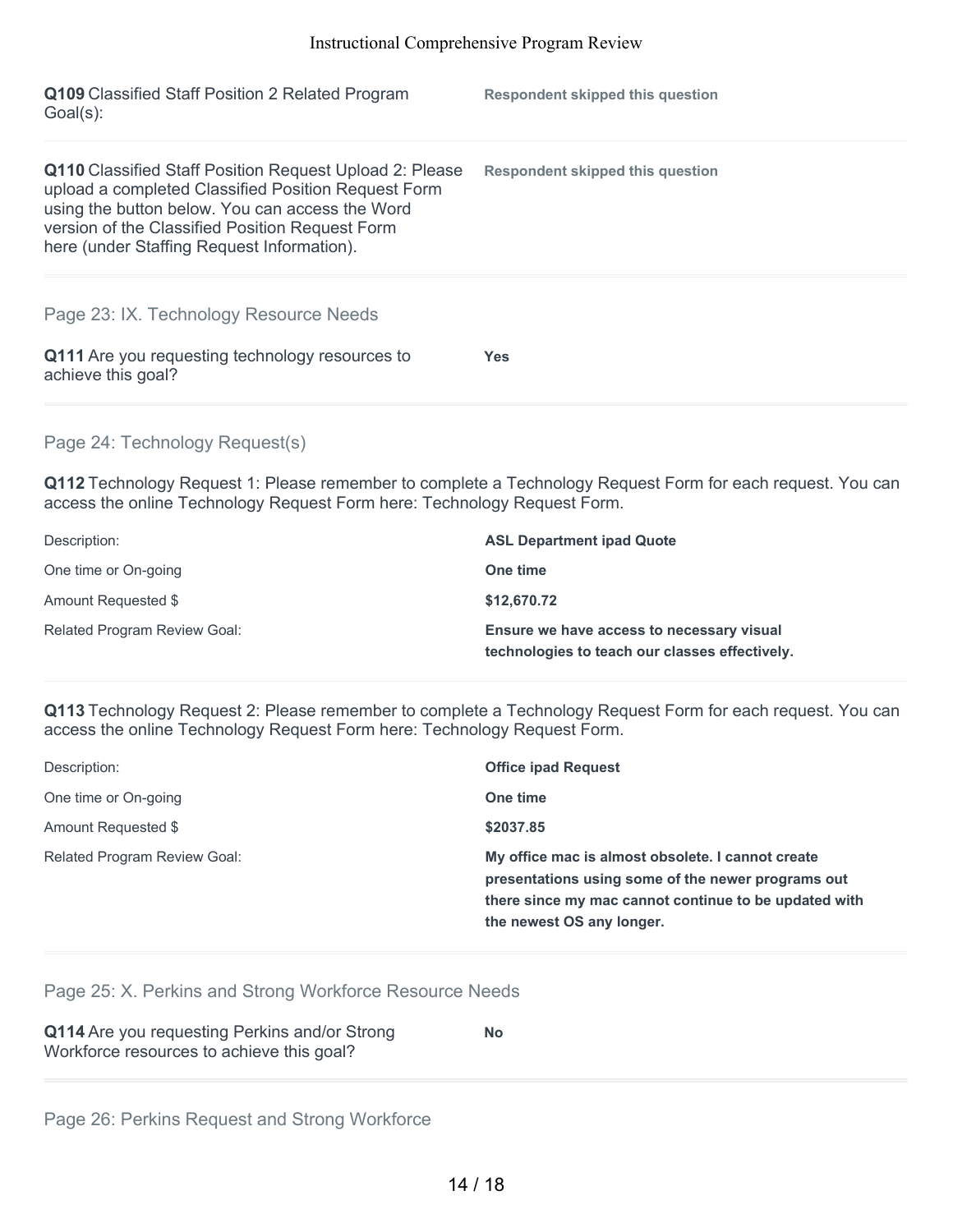**Q109** Classified Staff Position 2 Related Program Goal(s):

**Respondent skipped this question**

**Q110** Classified Staff Position Request Upload 2: Please upload a completed Classified Position Request Form using the button below. You can access the Word version of the Classified Position Request Form here (under Staffing Request Information).

**Respondent skipped this question**

## Page 23: IX. Technology Resource Needs

**Q111** Are you requesting technology resources to achieve this goal?

**Yes**

## Page 24: Technology Request(s)

**Q112** Technology Request 1: Please remember to complete a Technology Request Form for each request. You can access the online Technology Request Form here: Technology Request Form.

| | |
|---|---|
| Description: | **ASL Department ipad Quote** |
| One time or On-going | **One time** |
| Amount Requested $ | **$12,670.72** |
| Related Program Review Goal: | **Ensure we have access to necessary visual technologies to teach our classes effectively.** |

**Q113** Technology Request 2: Please remember to complete a Technology Request Form for each request. You can access the online Technology Request Form here: Technology Request Form.

| | |
|---|---|
| Description: | **Office ipad Request** |
| One time or On-going | **One time** |
| Amount Requested $ | **$2037.85** |
| Related Program Review Goal: | **My office mac is almost obsolete. I cannot create presentations using some of the newer programs out there since my mac cannot continue to be updated with the newest OS any longer.** |

## Page 25: X. Perkins and Strong Workforce Resource Needs

**Q114** Are you requesting Perkins and/or Strong Workforce resources to achieve this goal?

**No**

## Page 26: Perkins Request and Strong Workforce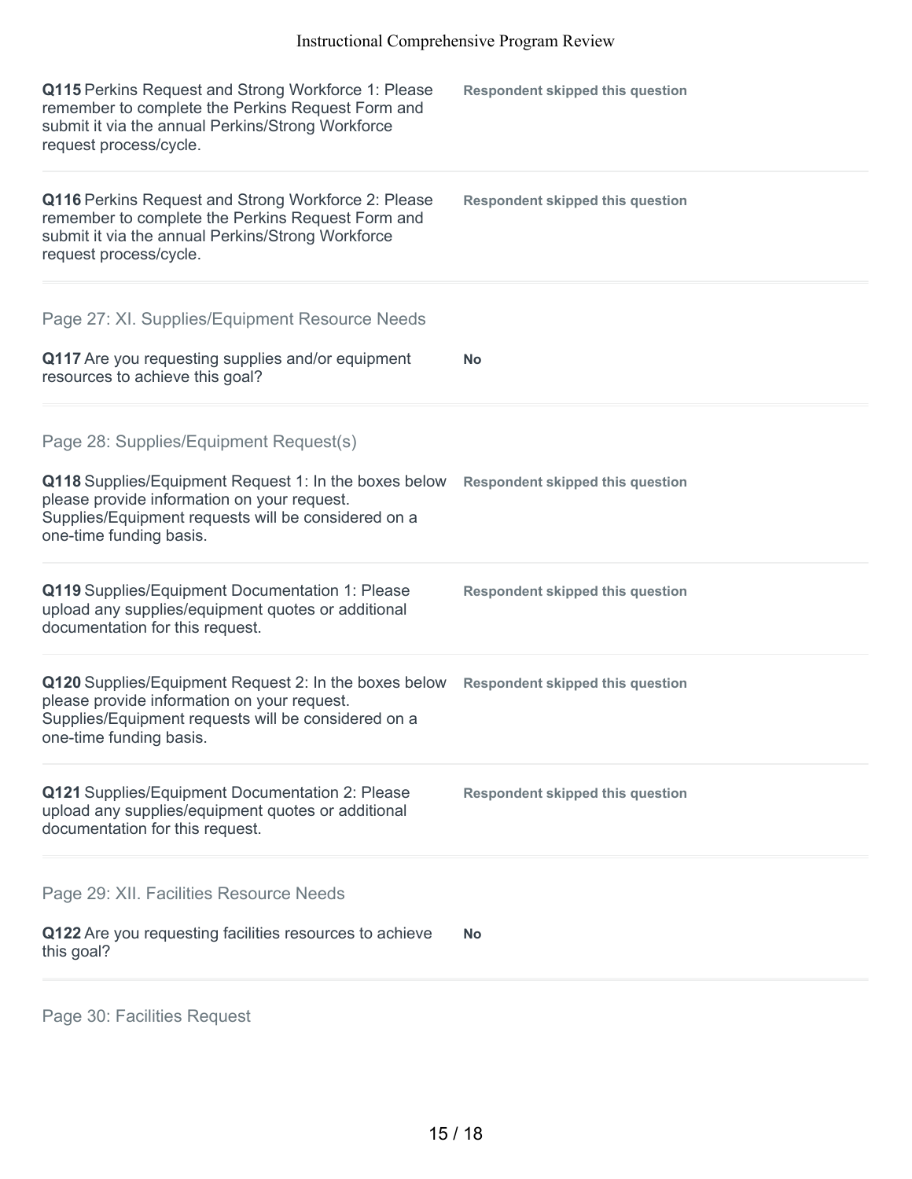**Q115** Perkins Request and Strong Workforce 1: Please remember to complete the Perkins Request Form and submit it via the annual Perkins/Strong Workforce request process/cycle.

**Respondent skipped this question**

**Q116** Perkins Request and Strong Workforce 2: Please remember to complete the Perkins Request Form and submit it via the annual Perkins/Strong Workforce request process/cycle.

**Respondent skipped this question**

## Page 27: XI. Supplies/Equipment Resource Needs

**Q117** Are you requesting supplies and/or equipment resources to achieve this goal?

**No**

## Page 28: Supplies/Equipment Request(s)

**Q118** Supplies/Equipment Request 1: In the boxes below please provide information on your request. Supplies/Equipment requests will be considered on a one-time funding basis.

**Respondent skipped this question**

**Q119** Supplies/Equipment Documentation 1: Please upload any supplies/equipment quotes or additional documentation for this request.

**Respondent skipped this question**

**Q120** Supplies/Equipment Request 2: In the boxes below please provide information on your request. Supplies/Equipment requests will be considered on a one-time funding basis.

**Respondent skipped this question**

**Q121** Supplies/Equipment Documentation 2: Please upload any supplies/equipment quotes or additional documentation for this request.

**Respondent skipped this question**

## Page 29: XII. Facilities Resource Needs

**Q122** Are you requesting facilities resources to achieve this goal?

**No**

## Page 30: Facilities Request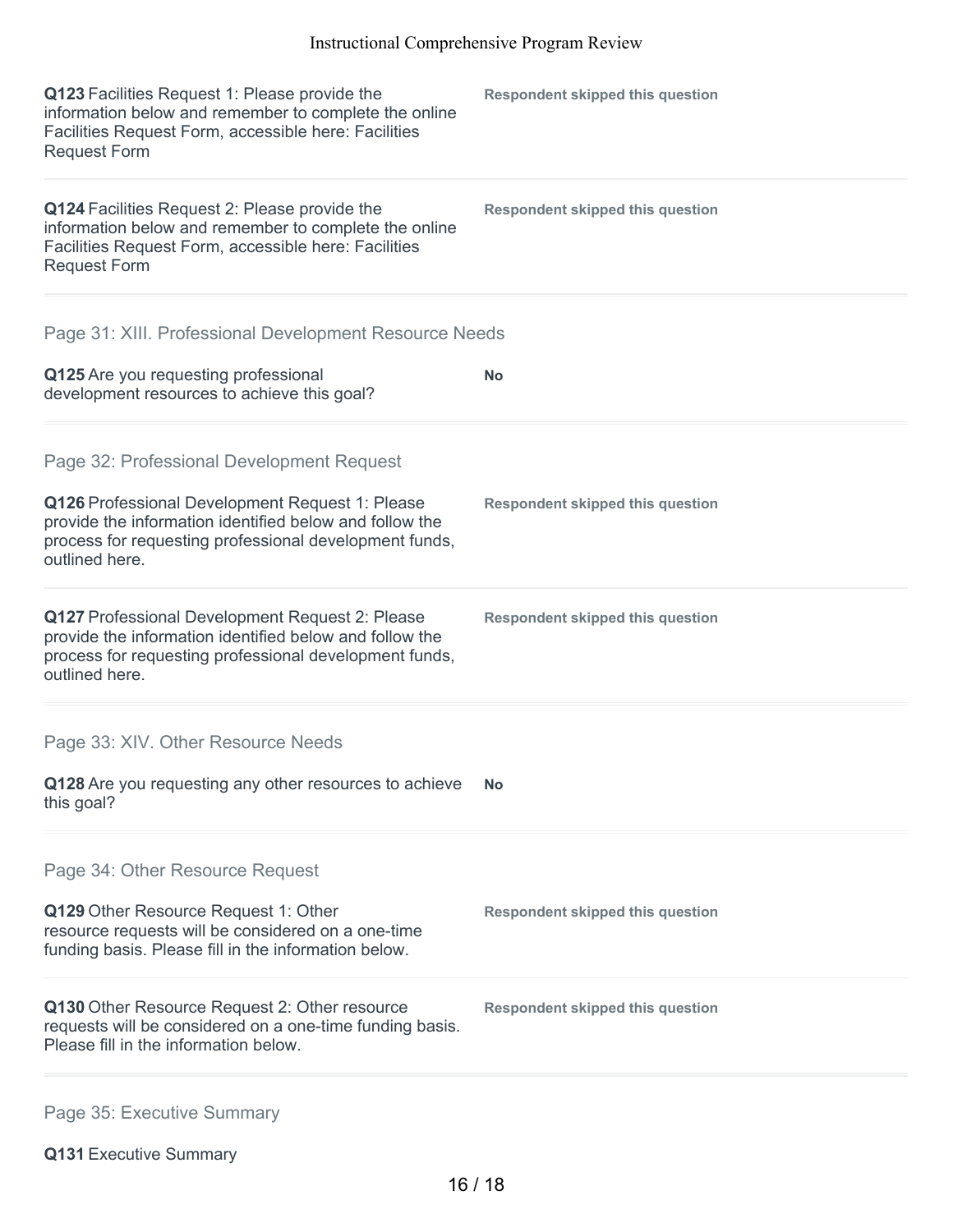**Q123** Facilities Request 1: Please provide the information below and remember to complete the online Facilities Request Form, accessible here: Facilities Request Form

**Respondent skipped this question**

**Q124** Facilities Request 2: Please provide the information below and remember to complete the online Facilities Request Form, accessible here: Facilities Request Form

**Respondent skipped this question**

## Page 31: XIII. Professional Development Resource Needs

**Q125** Are you requesting professional development resources to achieve this goal?

**No**

## Page 32: Professional Development Request

**Q126** Professional Development Request 1: Please provide the information identified below and follow the process for requesting professional development funds, outlined here.

**Respondent skipped this question**

**Q127** Professional Development Request 2: Please provide the information identified below and follow the process for requesting professional development funds, outlined here.

**Respondent skipped this question**

## Page 33: XIV. Other Resource Needs

**Q128** Are you requesting any other resources to achieve this goal?

**No**

## Page 34: Other Resource Request

**Q129** Other Resource Request 1: Other resource requests will be considered on a one-time funding basis. Please fill in the information below.

**Respondent skipped this question**

**Q130** Other Resource Request 2: Other resource requests will be considered on a one-time funding basis. Please fill in the information below.

**Respondent skipped this question**

## Page 35: Executive Summary

**Q131** Executive Summary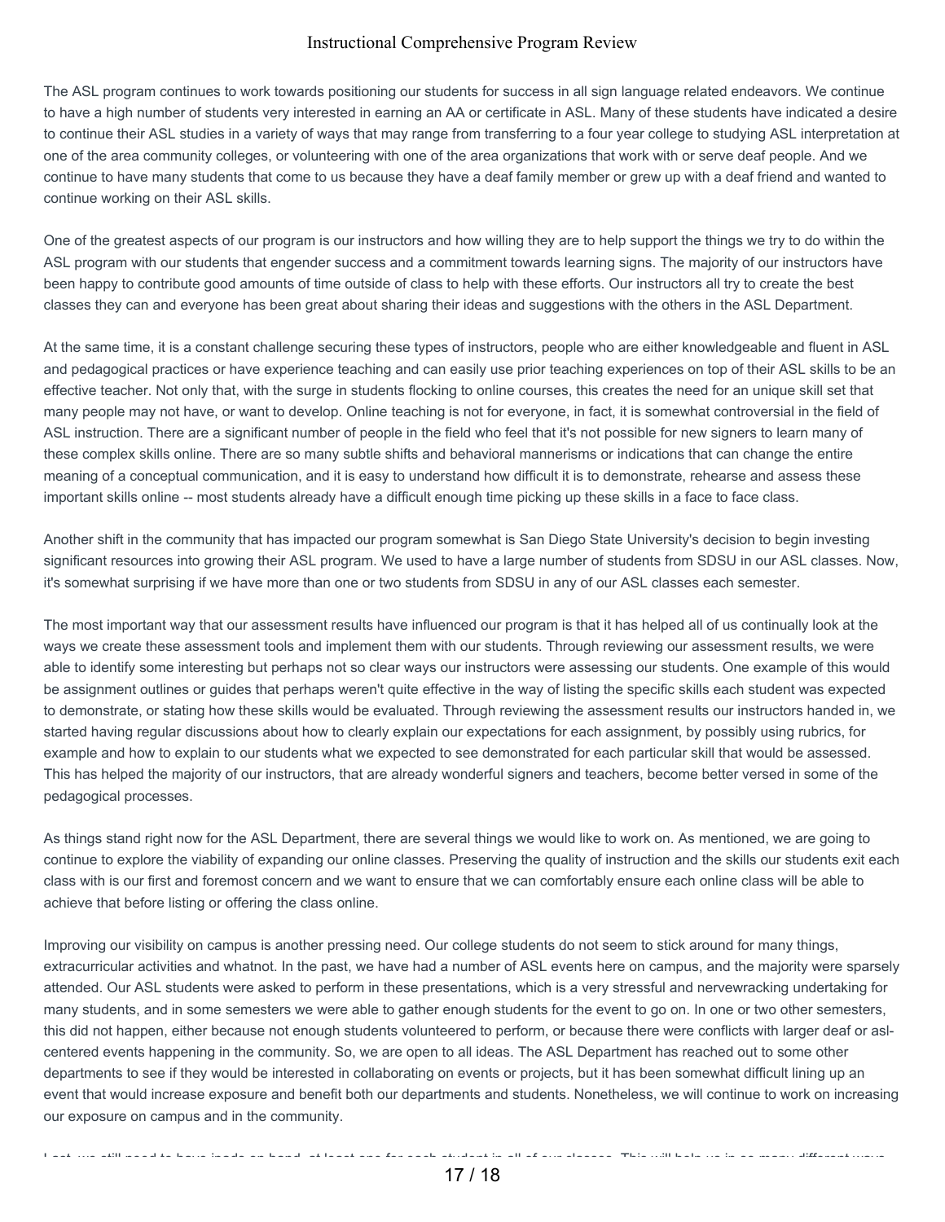The ASL program continues to work towards positioning our students for success in all sign language related endeavors. We continue to have a high number of students very interested in earning an AA or certificate in ASL. Many of these students have indicated a desire to continue their ASL studies in a variety of ways that may range from transferring to a four year college to studying ASL interpretation at one of the area community colleges, or volunteering with one of the area organizations that work with or serve deaf people. And we continue to have many students that come to us because they have a deaf family member or grew up with a deaf friend and wanted to continue working on their ASL skills.

One of the greatest aspects of our program is our instructors and how willing they are to help support the things we try to do within the ASL program with our students that engender success and a commitment towards learning signs. The majority of our instructors have been happy to contribute good amounts of time outside of class to help with these efforts. Our instructors all try to create the best classes they can and everyone has been great about sharing their ideas and suggestions with the others in the ASL Department.

At the same time, it is a constant challenge securing these types of instructors, people who are either knowledgeable and fluent in ASL and pedagogical practices or have experience teaching and can easily use prior teaching experiences on top of their ASL skills to be an effective teacher. Not only that, with the surge in students flocking to online courses, this creates the need for an unique skill set that many people may not have, or want to develop. Online teaching is not for everyone, in fact, it is somewhat controversial in the field of ASL instruction. There are a significant number of people in the field who feel that it's not possible for new signers to learn many of these complex skills online. There are so many subtle shifts and behavioral mannerisms or indications that can change the entire meaning of a conceptual communication, and it is easy to understand how difficult it is to demonstrate, rehearse and assess these important skills online -- most students already have a difficult enough time picking up these skills in a face to face class.

Another shift in the community that has impacted our program somewhat is San Diego State University's decision to begin investing significant resources into growing their ASL program. We used to have a large number of students from SDSU in our ASL classes. Now, it's somewhat surprising if we have more than one or two students from SDSU in any of our ASL classes each semester.

The most important way that our assessment results have influenced our program is that it has helped all of us continually look at the ways we create these assessment tools and implement them with our students. Through reviewing our assessment results, we were able to identify some interesting but perhaps not so clear ways our instructors were assessing our students. One example of this would be assignment outlines or guides that perhaps weren't quite effective in the way of listing the specific skills each student was expected to demonstrate, or stating how these skills would be evaluated. Through reviewing the assessment results our instructors handed in, we started having regular discussions about how to clearly explain our expectations for each assignment, by possibly using rubrics, for example and how to explain to our students what we expected to see demonstrated for each particular skill that would be assessed. This has helped the majority of our instructors, that are already wonderful signers and teachers, become better versed in some of the pedagogical processes.

As things stand right now for the ASL Department, there are several things we would like to work on. As mentioned, we are going to continue to explore the viability of expanding our online classes. Preserving the quality of instruction and the skills our students exit each class with is our first and foremost concern and we want to ensure that we can comfortably ensure each online class will be able to achieve that before listing or offering the class online.

Improving our visibility on campus is another pressing need. Our college students do not seem to stick around for many things, extracurricular activities and whatnot. In the past, we have had a number of ASL events here on campus, and the majority were sparsely attended. Our ASL students were asked to perform in these presentations, which is a very stressful and nervewracking undertaking for many students, and in some semesters we were able to gather enough students for the event to go on. In one or two other semesters, this did not happen, either because not enough students volunteered to perform, or because there were conflicts with larger deaf or asl-centered events happening in the community. So, we are open to all ideas. The ASL Department has reached out to some other departments to see if they would be interested in collaborating on events or projects, but it has been somewhat difficult lining up an event that would increase exposure and benefit both our departments and students. Nonetheless, we will continue to work on increasing our exposure on campus and in the community.

Last, we still need to have ipads on hand, at least one for each student in all of our classes. This will help us in so many different ways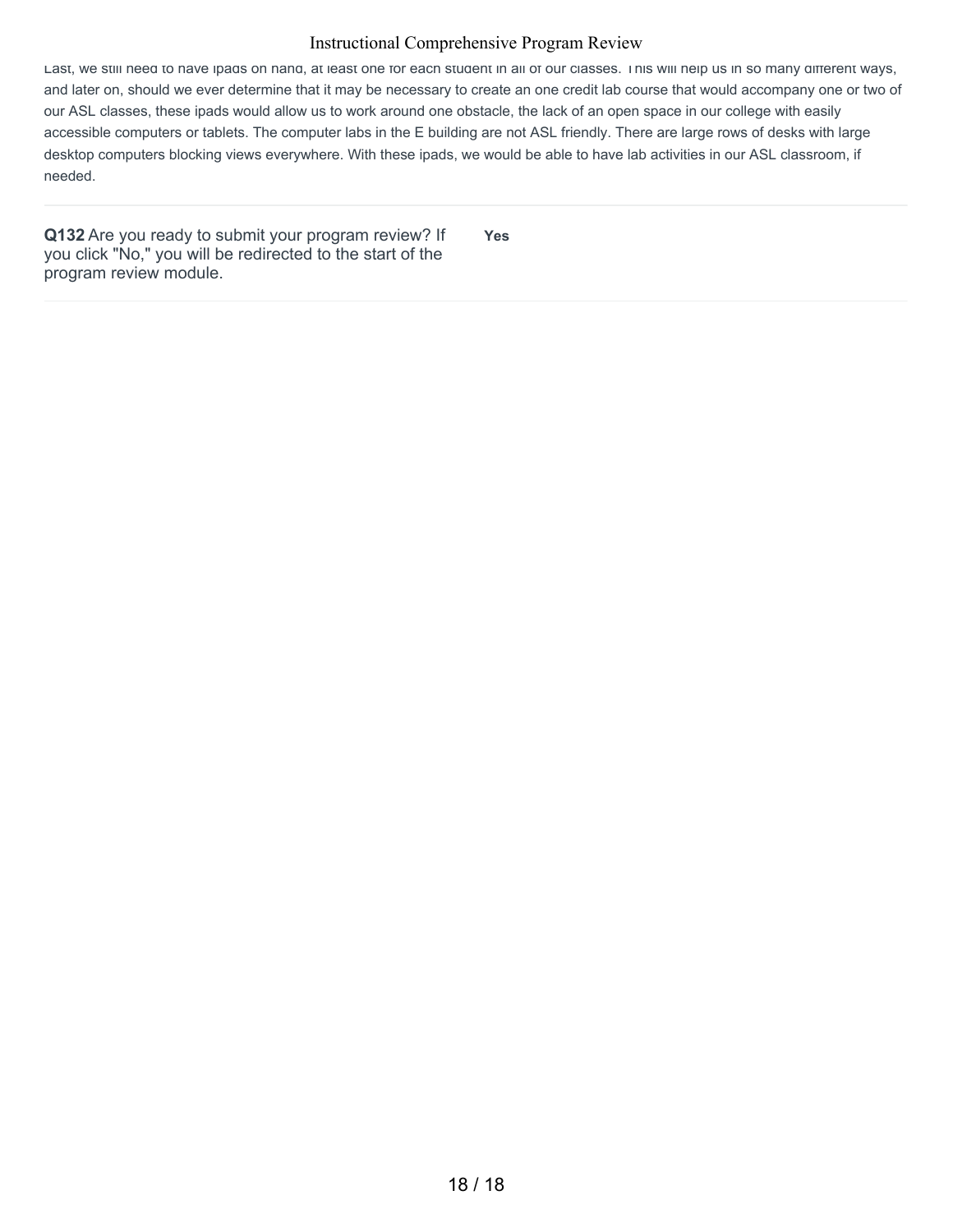Last, we still need to have ipads on hand, at least one for each student in all of our classes. This will help us in so many different ways, and later on, should we ever determine that it may be necessary to create an one credit lab course that would accompany one or two of our ASL classes, these ipads would allow us to work around one obstacle, the lack of an open space in our college with easily accessible computers or tablets. The computer labs in the E building are not ASL friendly. There are large rows of desks with large desktop computers blocking views everywhere. With these ipads, we would be able to have lab activities in our ASL classroom, if needed.

| | |
|---|---|
| **Q132** Are you ready to submit your program review? If you click "No," you will be redirected to the start of the program review module. | **Yes** |